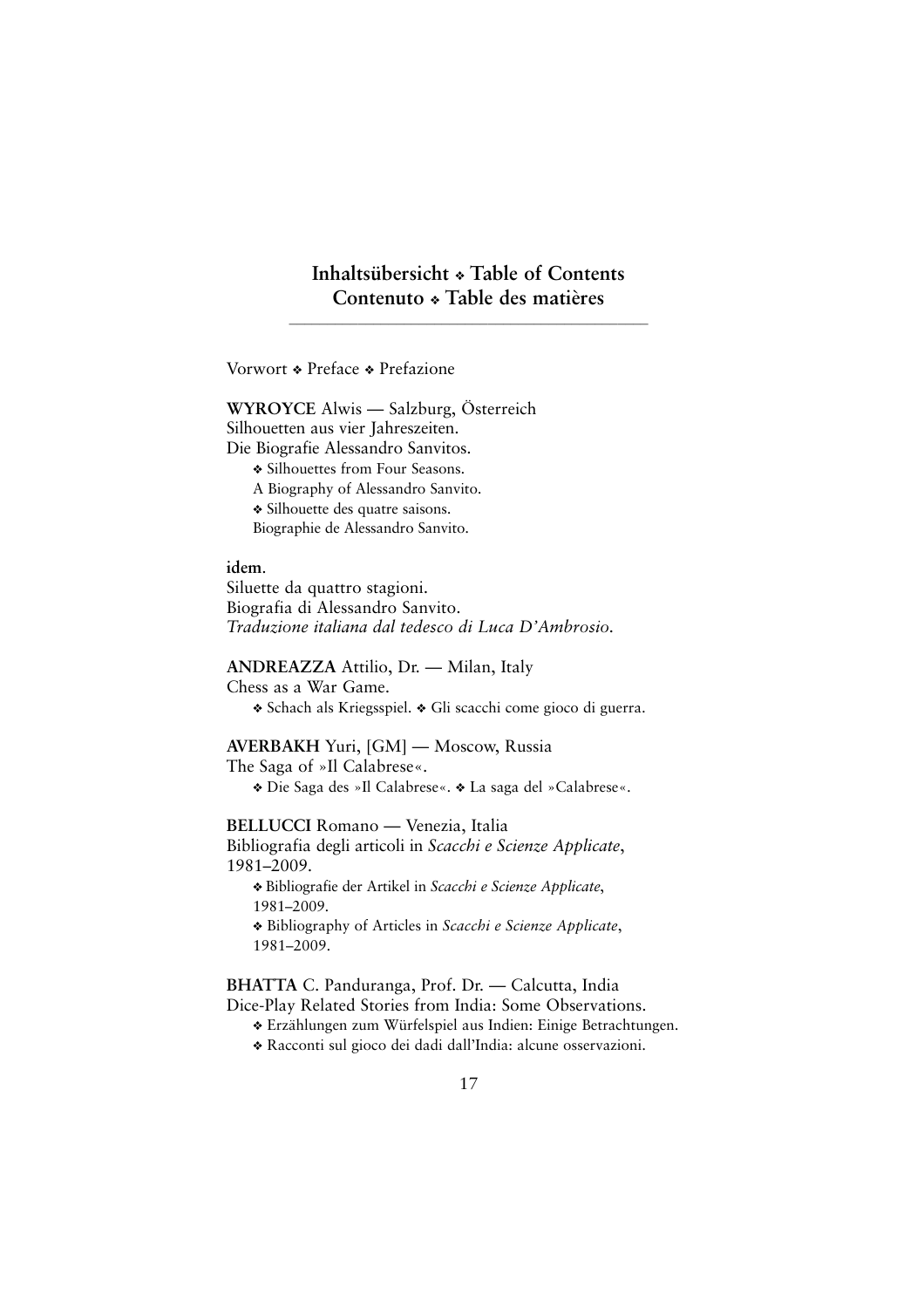# Inhaltsübersicht ❖ Table of Contents Contenuto ❖ Table des matières

Vorwort ❖ Preface ❖ Prefazione

**WYROYCE** Alwis — Salzburg, Österreich
Silhouetten aus vier Jahreszeiten.
Die Biografie Alessandro Sanvitos.

❖ Silhouettes from Four Seasons.
A Biography of Alessandro Sanvito.
❖ Silhouette des quatre saisons.
Biographie de Alessandro Sanvito.

**idem**.
Siluette da quattro stagioni.
Biografia di Alessandro Sanvito.
*Traduzione italiana dal tedesco di Luca D'Ambrosio.*

**ANDREAZZA** Attilio, Dr. — Milan, Italy
Chess as a War Game.

❖ Schach als Kriegsspiel. ❖ Gli scacchi come gioco di guerra.

**AVERBAKH** Yuri, [GM] — Moscow, Russia
The Saga of »Il Calabrese«.

❖ Die Saga des »Il Calabrese«. ❖ La saga del »Calabrese«.

**BELLUCCI** Romano — Venezia, Italia
Bibliografia degli articoli in *Scacchi e Scienze Applicate*, 1981–2009.

❖ Bibliografie der Artikel in *Scacchi e Scienze Applicate*, 1981–2009.
❖ Bibliography of Articles in *Scacchi e Scienze Applicate*, 1981–2009.

**BHATTA** C. Panduranga, Prof. Dr. — Calcutta, India
Dice-Play Related Stories from India: Some Observations.

❖ Erzählungen zum Würfelspiel aus Indien: Einige Betrachtungen.
❖ Racconti sul gioco dei dadi dall'India: alcune osservazioni.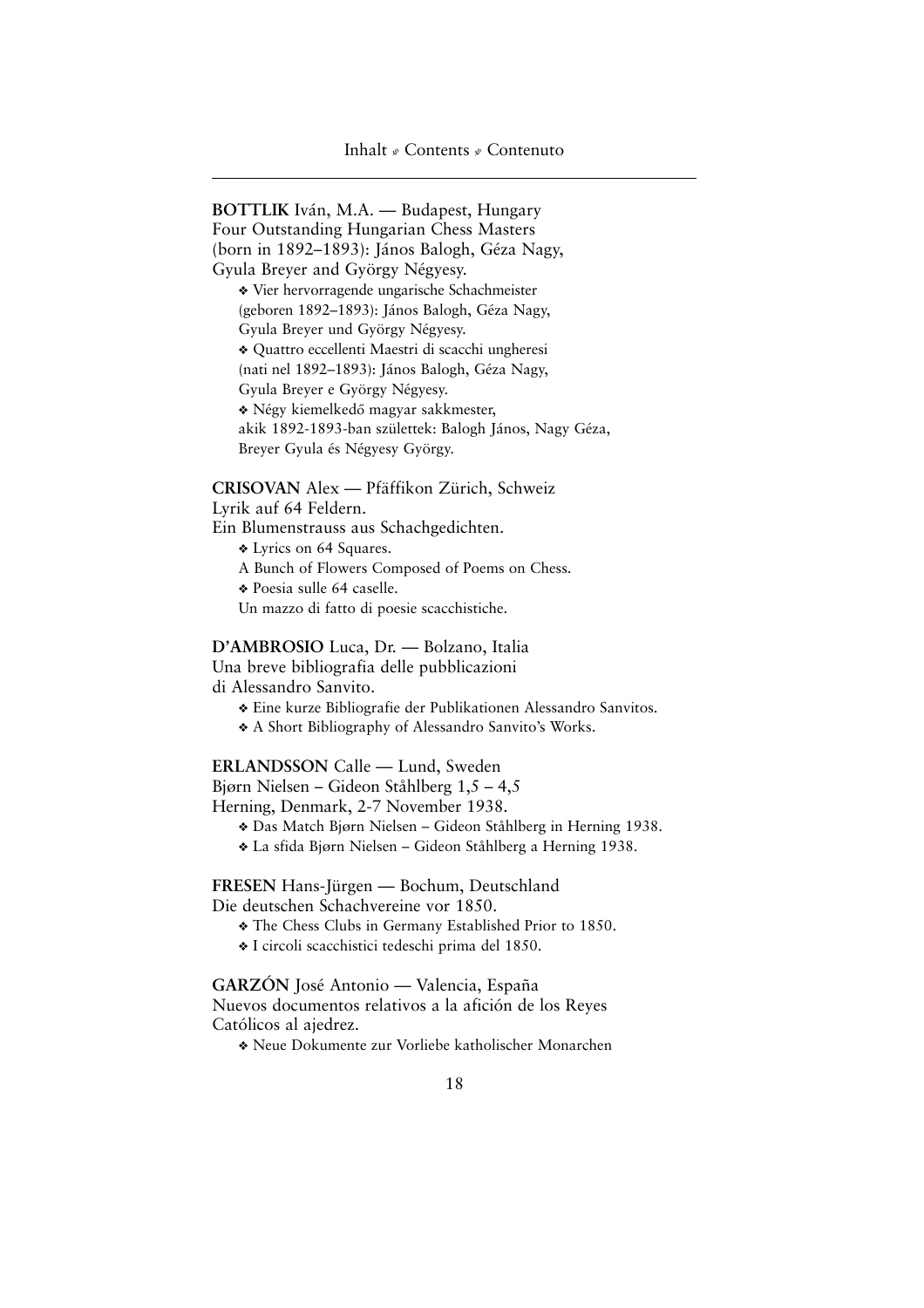**BOTTLIK** Iván, M.A. — Budapest, Hungary
Four Outstanding Hungarian Chess Masters
(born in 1892–1893): János Balogh, Géza Nagy,
Gyula Breyer and György Négyesy.

❖ Vier hervorragende ungarische Schachmeister
(geboren 1892–1893): János Balogh, Géza Nagy,
Gyula Breyer und György Négyesy.

❖ Quattro eccellenti Maestri di scacchi ungheresi
(nati nel 1892–1893): János Balogh, Géza Nagy,
Gyula Breyer e György Négyesy.

❖ Négy kiemelkedő magyar sakkmester,
akik 1892-1893-ban születtek: Balogh János, Nagy Géza,
Breyer Gyula és Négyesy György.

**CRISOVAN** Alex — Pfäffikon Zürich, Schweiz
Lyrik auf 64 Feldern.
Ein Blumenstrauss aus Schachgedichten.

❖ Lyrics on 64 Squares.
A Bunch of Flowers Composed of Poems on Chess.

❖ Poesia sulle 64 caselle.
Un mazzo di fatto di poesie scacchistiche.

**D'AMBROSIO** Luca, Dr. — Bolzano, Italia
Una breve bibliografia delle pubblicazioni
di Alessandro Sanvito.

❖ Eine kurze Bibliografie der Publikationen Alessandro Sanvitos.

❖ A Short Bibliography of Alessandro Sanvito's Works.

**ERLANDSSON** Calle — Lund, Sweden
Bjørn Nielsen – Gideon Ståhlberg 1,5 – 4,5
Herning, Denmark, 2-7 November 1938.

❖ Das Match Bjørn Nielsen – Gideon Ståhlberg in Herning 1938.

❖ La sfida Bjørn Nielsen – Gideon Ståhlberg a Herning 1938.

**FRESEN** Hans-Jürgen — Bochum, Deutschland
Die deutschen Schachvereine vor 1850.

❖ The Chess Clubs in Germany Established Prior to 1850.

❖ I circoli scacchistici tedeschi prima del 1850.

**GARZÓN** José Antonio — Valencia, España
Nuevos documentos relativos a la afición de los Reyes
Católicos al ajedrez.

❖ Neue Dokumente zur Vorliebe katholischer Monarchen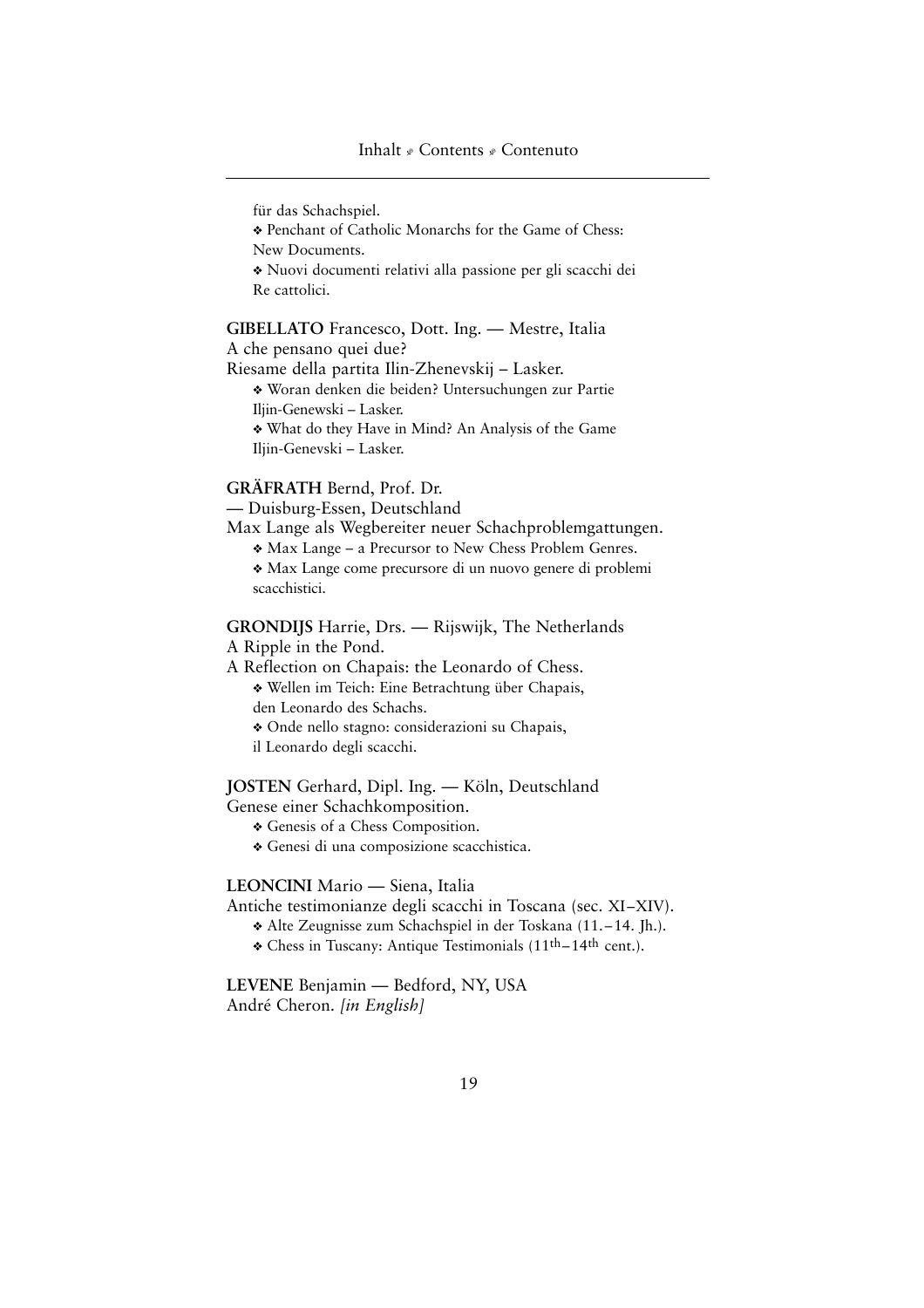für das Schachspiel.

❖ Penchant of Catholic Monarchs for the Game of Chess: New Documents.

❖ Nuovi documenti relativi alla passione per gli scacchi dei Re cattolici.

**GIBELLATO** Francesco, Dott. Ing. — Mestre, Italia
A che pensano quei due?
Riesame della partita Ilin-Zhenevskij – Lasker.

❖ Woran denken die beiden? Untersuchungen zur Partie Iljin-Genewski – Lasker.

❖ What do they Have in Mind? An Analysis of the Game Iljin-Genevski – Lasker.

**GRÄFRATH** Bernd, Prof. Dr.
— Duisburg-Essen, Deutschland
Max Lange als Wegbereiter neuer Schachproblemgattungen.

❖ Max Lange – a Precursor to New Chess Problem Genres.

❖ Max Lange come precursore di un nuovo genere di problemi scacchistici.

**GRONDIJS** Harrie, Drs. — Rijswijk, The Netherlands
A Ripple in the Pond.
A Reflection on Chapais: the Leonardo of Chess.

❖ Wellen im Teich: Eine Betrachtung über Chapais, den Leonardo des Schachs.

❖ Onde nello stagno: considerazioni su Chapais, il Leonardo degli scacchi.

**JOSTEN** Gerhard, Dipl. Ing. — Köln, Deutschland
Genese einer Schachkomposition.

❖ Genesis of a Chess Composition.

❖ Genesi di una composizione scacchistica.

**LEONCINI** Mario — Siena, Italia
Antiche testimonianze degli scacchi in Toscana (sec. XI–XIV).

❖ Alte Zeugnisse zum Schachspiel in der Toskana (11.–14. Jh.).

❖ Chess in Tuscany: Antique Testimonials (11th–14th cent.).

**LEVENE** Benjamin — Bedford, NY, USA
André Cheron. *[in English]*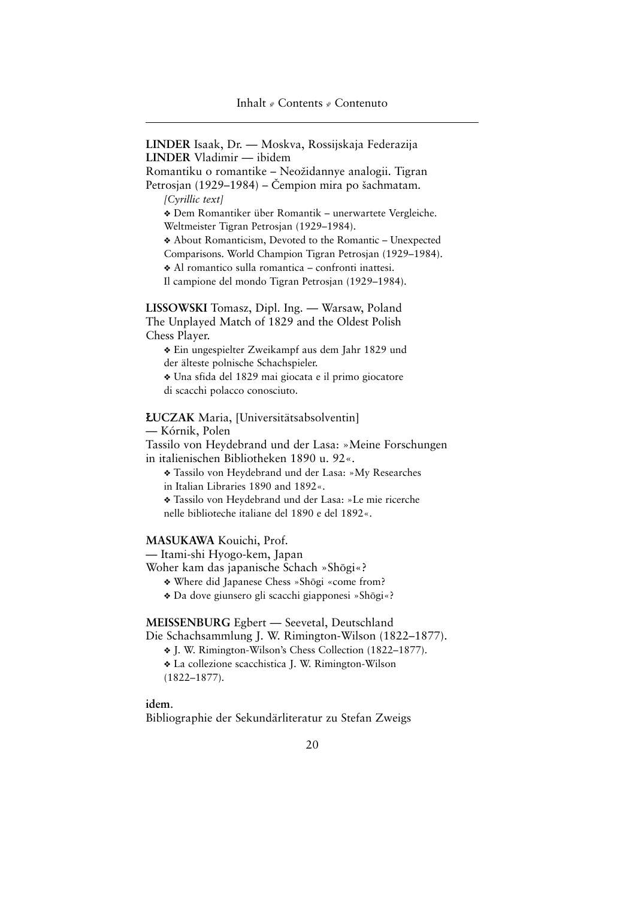**LINDER** Isaak, Dr. — Moskva, Rossijskaja Federazija
**LINDER** Vladimir — ibidem
Romantiku o romantike – Neožidannye analogii. Tigran Petrosjan (1929–1984) – Čempion mira po šachmatam.

*[Cyrillic text]*

❖ Dem Romantiker über Romantik – unerwartete Vergleiche. Weltmeister Tigran Petrosjan (1929–1984).

❖ About Romanticism, Devoted to the Romantic – Unexpected Comparisons. World Champion Tigran Petrosjan (1929–1984).

❖ Al romantico sulla romantica – confronti inattesi. Il campione del mondo Tigran Petrosjan (1929–1984).

**LISSOWSKI** Tomasz, Dipl. Ing. — Warsaw, Poland
The Unplayed Match of 1829 and the Oldest Polish Chess Player.

❖ Ein ungespielter Zweikampf aus dem Jahr 1829 und der älteste polnische Schachspieler.

❖ Una sfida del 1829 mai giocata e il primo giocatore di scacchi polacco conosciuto.

**ŁUCZAK** Maria, [Universitätsabsolventin] — Kórnik, Polen
Tassilo von Heydebrand und der Lasa: »Meine Forschungen in italienischen Bibliotheken 1890 u. 92«.

❖ Tassilo von Heydebrand und der Lasa: »My Researches in Italian Libraries 1890 and 1892«.

❖ Tassilo von Heydebrand und der Lasa: »Le mie ricerche nelle biblioteche italiane del 1890 e del 1892«.

**MASUKAWA** Kouichi, Prof. — Itami-shi Hyogo-kem, Japan
Woher kam das japanische Schach »Shōgi«?

❖ Where did Japanese Chess »Shōgi «come from?

❖ Da dove giunsero gli scacchi giapponesi »Shōgi«?

**MEISSENBURG** Egbert — Seevetal, Deutschland
Die Schachsammlung J. W. Rimington-Wilson (1822–1877).

❖ J. W. Rimington-Wilson's Chess Collection (1822–1877).

❖ La collezione scacchistica J. W. Rimington-Wilson (1822–1877).

**idem**.
Bibliographie der Sekundärliteratur zu Stefan Zweigs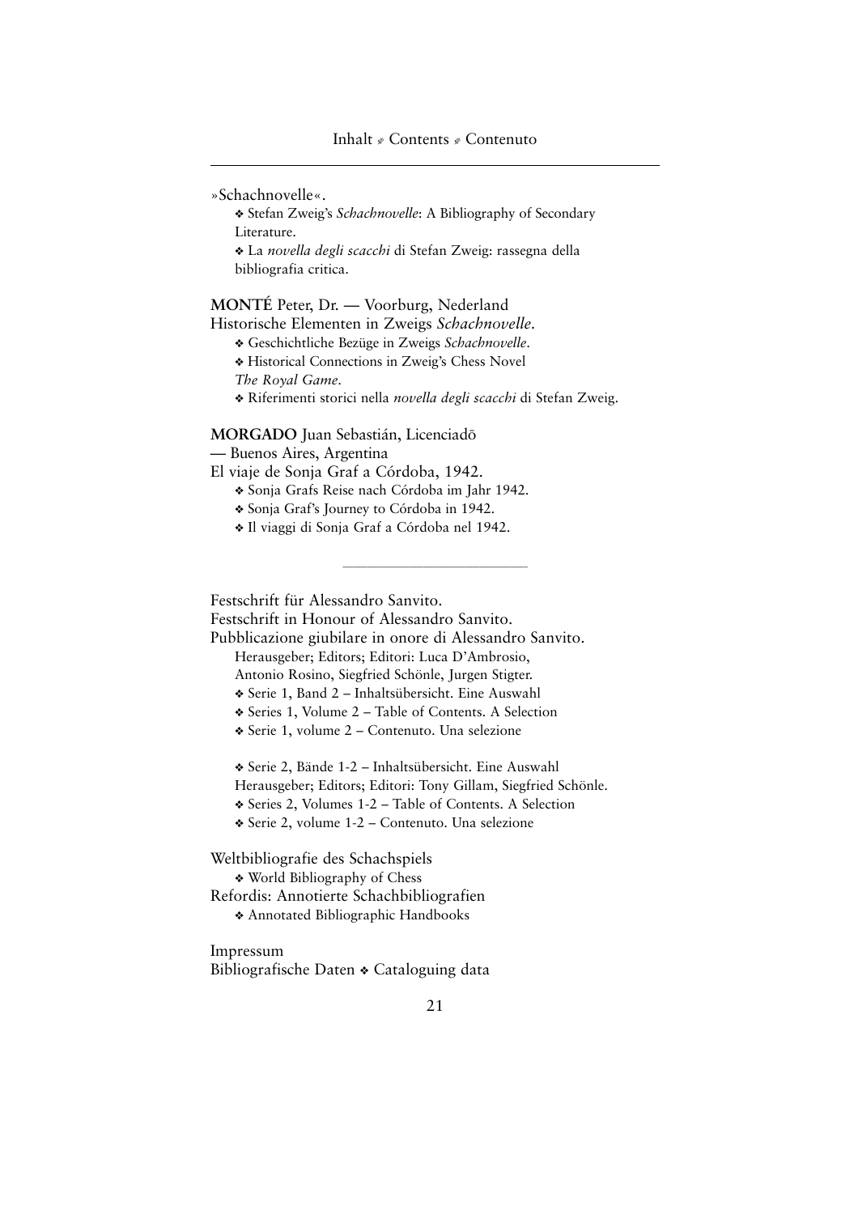»Schachnovelle«.

❖ Stefan Zweig's *Schachnovelle*: A Bibliography of Secondary Literature.

❖ La *novella degli scacchi* di Stefan Zweig: rassegna della bibliografia critica.

**MONTÉ** Peter, Dr. — Voorburg, Nederland
Historische Elementen in Zweigs *Schachnovelle*.

❖ Geschichtliche Bezüge in Zweigs *Schachnovelle*.

❖ Historical Connections in Zweig's Chess Novel *The Royal Game*.

❖ Riferimenti storici nella *novella degli scacchi* di Stefan Zweig.

**MORGADO** Juan Sebastián, Licenciadō — Buenos Aires, Argentina
El viaje de Sonja Graf a Córdoba, 1942.

❖ Sonja Grafs Reise nach Córdoba im Jahr 1942.

❖ Sonja Graf's Journey to Córdoba in 1942.

❖ Il viaggi di Sonja Graf a Córdoba nel 1942.

---

Festschrift für Alessandro Sanvito.
Festschrift in Honour of Alessandro Sanvito.
Pubblicazione giubilare in onore di Alessandro Sanvito.

Herausgeber; Editors; Editori: Luca D'Ambrosio, Antonio Rosino, Siegfried Schönle, Jurgen Stigter.

❖ Serie 1, Band 2 – Inhaltsübersicht. Eine Auswahl

❖ Series 1, Volume 2 – Table of Contents. A Selection

❖ Serie 1, volume 2 – Contenuto. Una selezione

❖ Serie 2, Bände 1-2 – Inhaltsübersicht. Eine Auswahl
Herausgeber; Editors; Editori: Tony Gillam, Siegfried Schönle.

❖ Series 2, Volumes 1-2 – Table of Contents. A Selection

❖ Serie 2, volume 1-2 – Contenuto. Una selezione

Weltbibliografie des Schachspiels

❖ World Bibliography of Chess

Refordis: Annotierte Schachbibliografien

❖ Annotated Bibliographic Handbooks

Impressum
Bibliografische Daten ❖ Cataloguing data